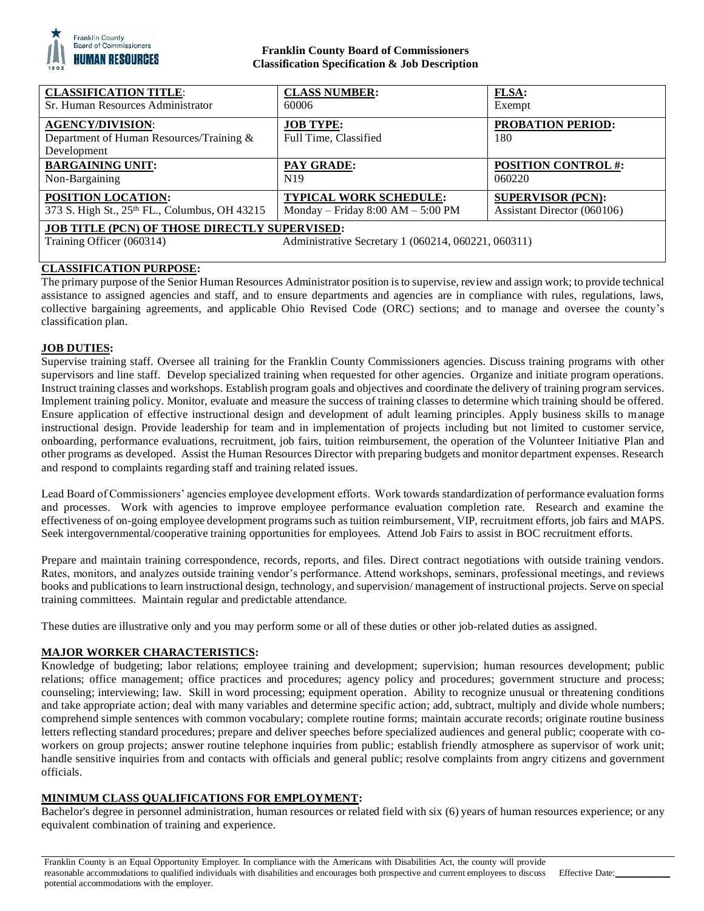**Franklin County Board of Commissioners**
**Classification Specification & Job Description**

| **CLASSIFICATION TITLE**: Sr. Human Resources Administrator | **CLASS NUMBER:** 60006 | **FLSA:** Exempt |
|---|---|---|
| **AGENCY/DIVISION**: Department of Human Resources/Training & Development | **JOB TYPE:** Full Time, Classified | **PROBATION PERIOD:** 180 |
| **BARGAINING UNIT:** Non-Bargaining | **PAY GRADE:** N19 | **POSITION CONTROL #:** 060220 |
| **POSITION LOCATION:** 373 S. High St., 25th FL., Columbus, OH 43215 | **TYPICAL WORK SCHEDULE:** Monday – Friday 8:00 AM – 5:00 PM | **SUPERVISOR (PCN):** Assistant Director (060106) |
| **JOB TITLE (PCN) OF THOSE DIRECTLY SUPERVISED:** Training Officer (060314) | Administrative Secretary 1 (060214, 060221, 060311) | |

## CLASSIFICATION PURPOSE:

The primary purpose of the Senior Human Resources Administrator position is to supervise, review and assign work; to provide technical assistance to assigned agencies and staff, and to ensure departments and agencies are in compliance with rules, regulations, laws, collective bargaining agreements, and applicable Ohio Revised Code (ORC) sections; and to manage and oversee the county's classification plan.

## JOB DUTIES:

Supervise training staff. Oversee all training for the Franklin County Commissioners agencies. Discuss training programs with other supervisors and line staff. Develop specialized training when requested for other agencies. Organize and initiate program operations. Instruct training classes and workshops. Establish program goals and objectives and coordinate the delivery of training program services. Implement training policy. Monitor, evaluate and measure the success of training classes to determine which training should be offered. Ensure application of effective instructional design and development of adult learning principles. Apply business skills to manage instructional design. Provide leadership for team and in implementation of projects including but not limited to customer service, onboarding, performance evaluations, recruitment, job fairs, tuition reimbursement, the operation of the Volunteer Initiative Plan and other programs as developed. Assist the Human Resources Director with preparing budgets and monitor department expenses. Research and respond to complaints regarding staff and training related issues.

Lead Board of Commissioners' agencies employee development efforts. Work towards standardization of performance evaluation forms and processes. Work with agencies to improve employee performance evaluation completion rate. Research and examine the effectiveness of on-going employee development programs such as tuition reimbursement, VIP, recruitment efforts, job fairs and MAPS. Seek intergovernmental/cooperative training opportunities for employees. Attend Job Fairs to assist in BOC recruitment efforts.

Prepare and maintain training correspondence, records, reports, and files. Direct contract negotiations with outside training vendors. Rates, monitors, and analyzes outside training vendor's performance. Attend workshops, seminars, professional meetings, and reviews books and publications to learn instructional design, technology, and supervision/ management of instructional projects. Serve on special training committees. Maintain regular and predictable attendance.

These duties are illustrative only and you may perform some or all of these duties or other job-related duties as assigned.

## MAJOR WORKER CHARACTERISTICS:

Knowledge of budgeting; labor relations; employee training and development; supervision; human resources development; public relations; office management; office practices and procedures; agency policy and procedures; government structure and process; counseling; interviewing; law. Skill in word processing; equipment operation. Ability to recognize unusual or threatening conditions and take appropriate action; deal with many variables and determine specific action; add, subtract, multiply and divide whole numbers; comprehend simple sentences with common vocabulary; complete routine forms; maintain accurate records; originate routine business letters reflecting standard procedures; prepare and deliver speeches before specialized audiences and general public; cooperate with co-workers on group projects; answer routine telephone inquiries from public; establish friendly atmosphere as supervisor of work unit; handle sensitive inquiries from and contacts with officials and general public; resolve complaints from angry citizens and government officials.

## MINIMUM CLASS QUALIFICATIONS FOR EMPLOYMENT:

Bachelor's degree in personnel administration, human resources or related field with six (6) years of human resources experience; or any equivalent combination of training and experience.

Franklin County is an Equal Opportunity Employer. In compliance with the Americans with Disabilities Act, the county will provide reasonable accommodations to qualified individuals with disabilities and encourages both prospective and current employees to discuss potential accommodations with the employer.

Effective Date:___________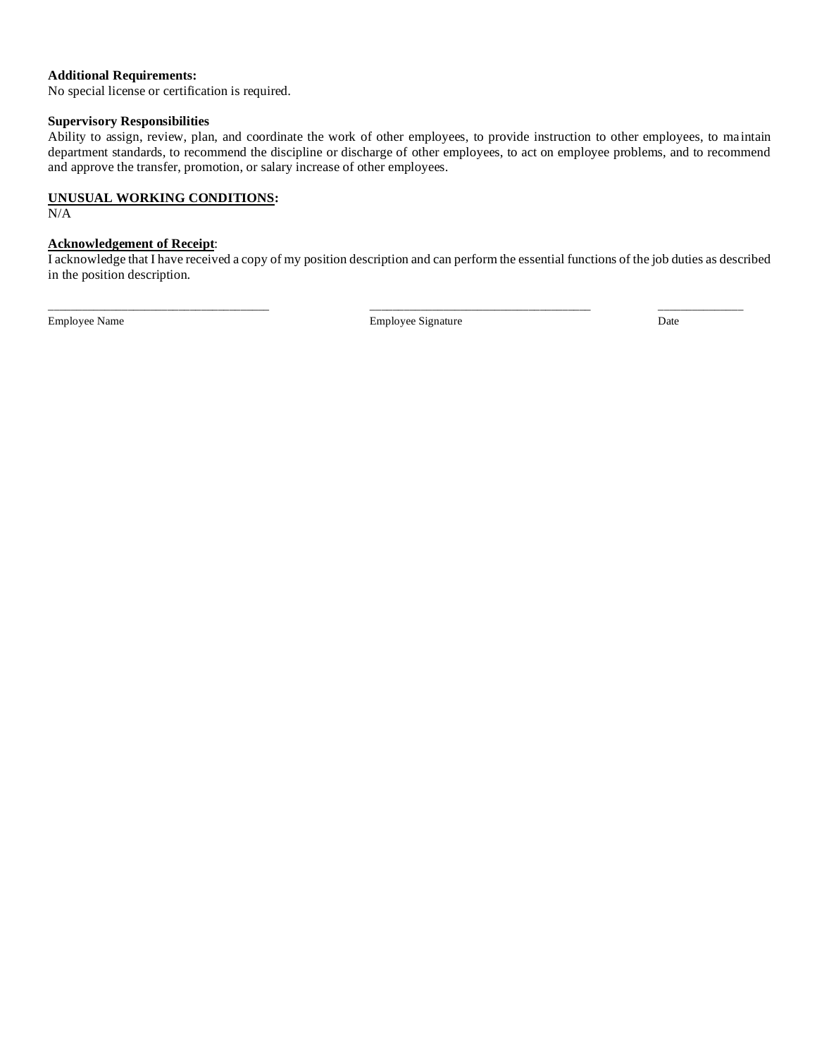**Additional Requirements:**
No special license or certification is required.

**Supervisory Responsibilities**
Ability to assign, review, plan, and coordinate the work of other employees, to provide instruction to other employees, to maintain department standards, to recommend the discipline or discharge of other employees, to act on employee problems, and to recommend and approve the transfer, promotion, or salary increase of other employees.

**UNUSUAL WORKING CONDITIONS:**
N/A

**Acknowledgement of Receipt**:
I acknowledge that I have received a copy of my position description and can perform the essential functions of the job duties as described in the position description.

| | | |
|---|---|---|
| ______________________________ | ______________________________ | ____________ |
| Employee Name | Employee Signature | Date |